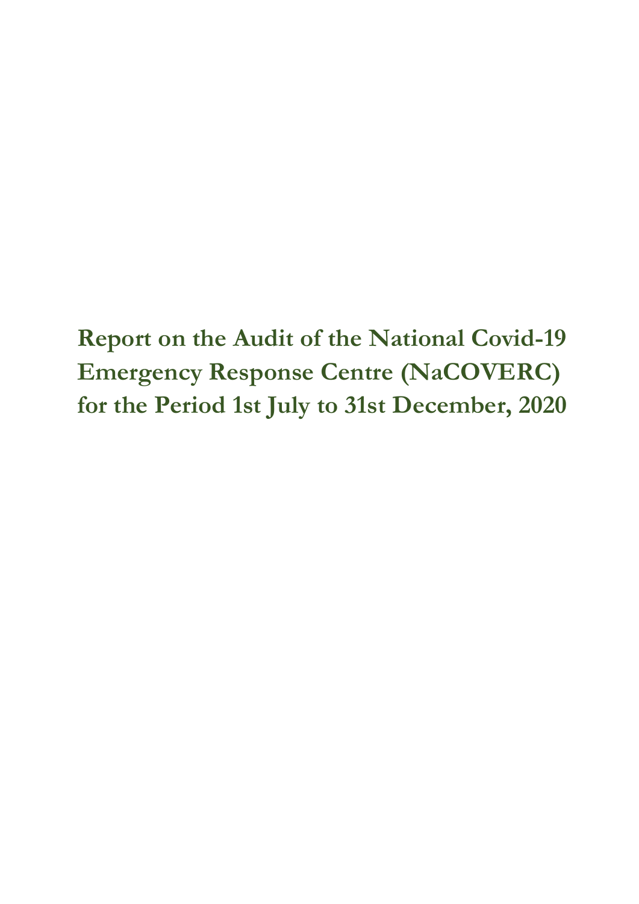# Report on the Audit of the National Covid-19 Emergency Response Centre (NaCOVERC) for the Period 1st July to 31st December, 2020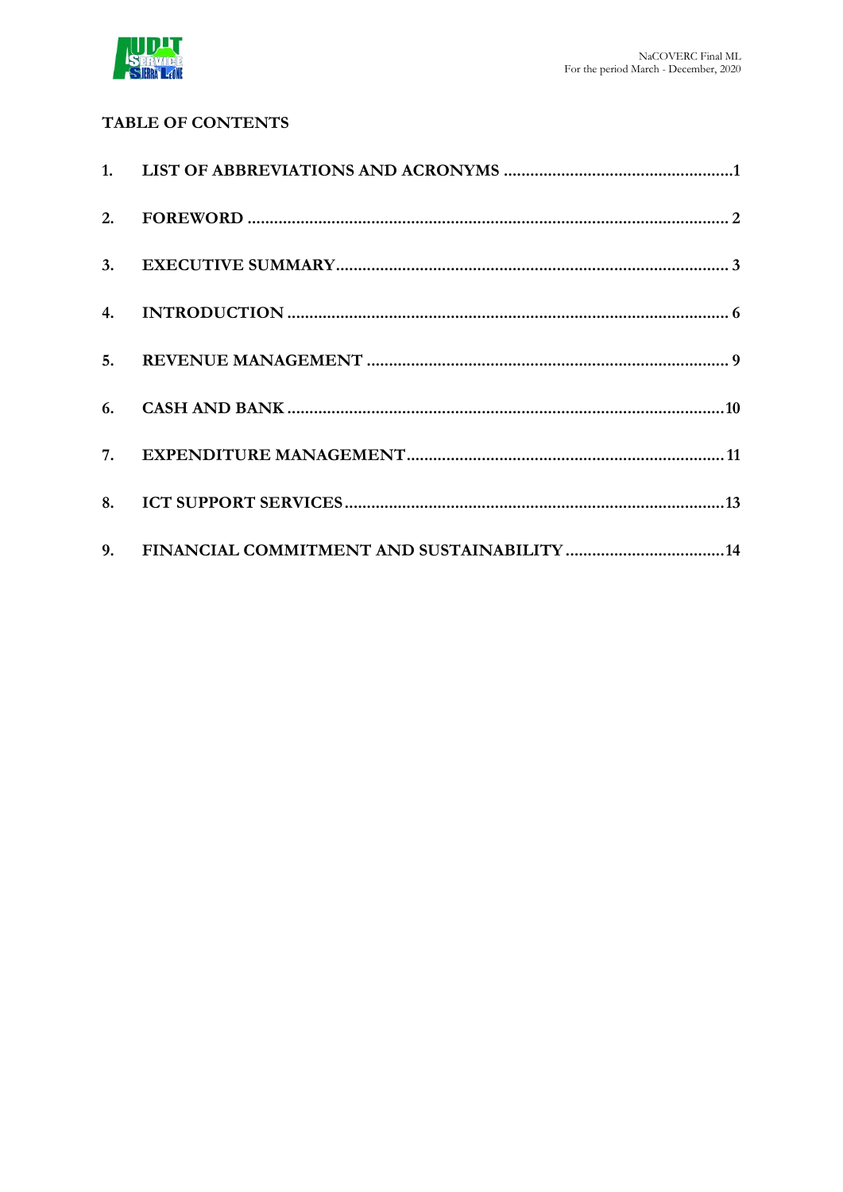## TABLE OF CONTENTS

1. LIST OF ABBREVIATIONS AND ACRONYMS ....................................................1
2. FOREWORD ........................................................................................................ 2
3. EXECUTIVE SUMMARY.................................................................................... 3
4. INTRODUCTION ............................................................................................... 6
5. REVENUE MANAGEMENT ............................................................................... 9
6. CASH AND BANK ..............................................................................................10
7. EXPENDITURE MANAGEMENT.....................................................................11
8. ICT SUPPORT SERVICES..................................................................................13
9. FINANCIAL COMMITMENT AND SUSTAINABILITY ....................................14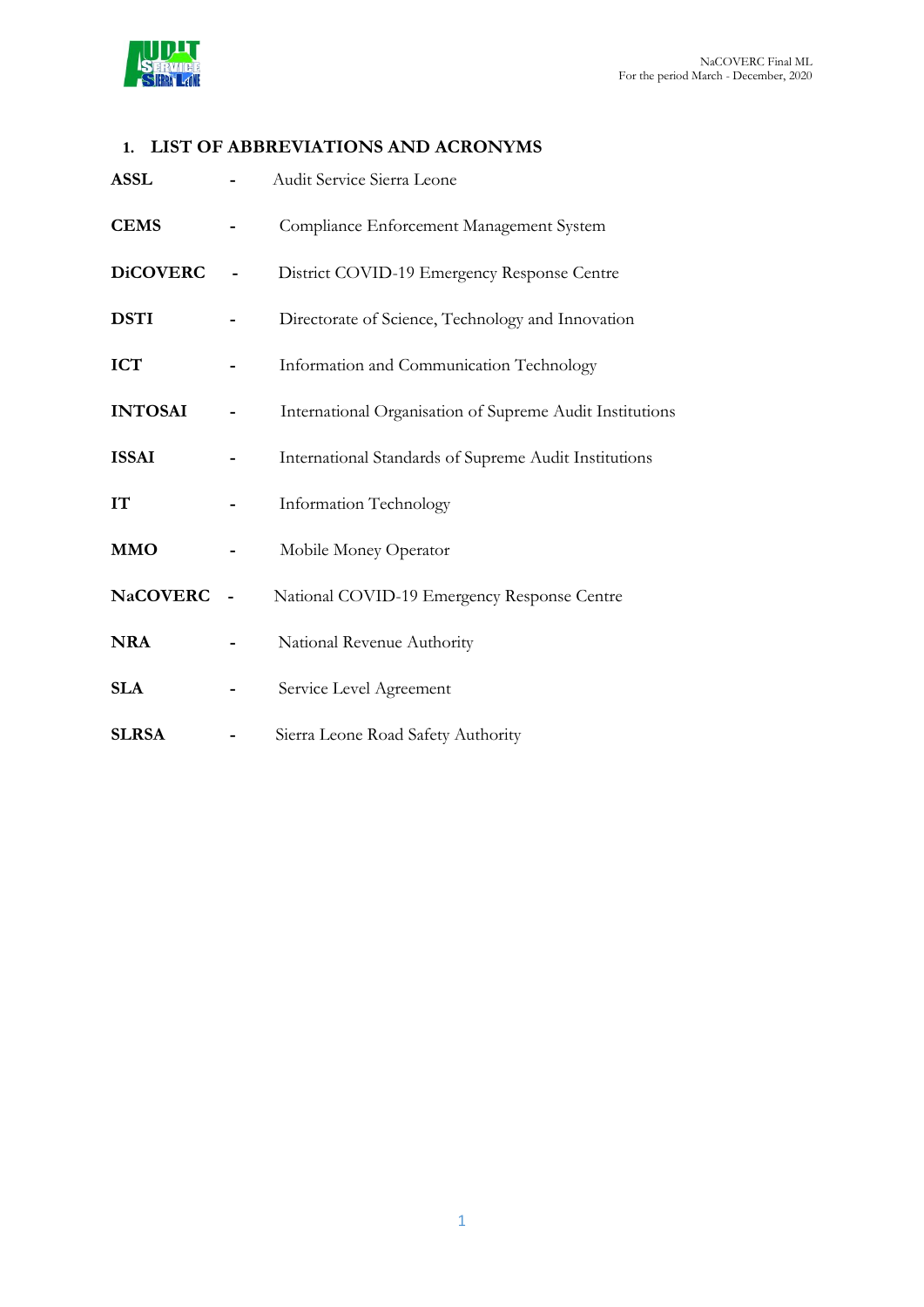## 1. LIST OF ABBREVIATIONS AND ACRONYMS

| | | |
|---|---|---|
| **ASSL** | - | Audit Service Sierra Leone |
| **CEMS** | - | Compliance Enforcement Management System |
| **DiCOVERC** | - | District COVID-19 Emergency Response Centre |
| **DSTI** | - | Directorate of Science, Technology and Innovation |
| **ICT** | - | Information and Communication Technology |
| **INTOSAI** | - | International Organisation of Supreme Audit Institutions |
| **ISSAI** | - | International Standards of Supreme Audit Institutions |
| **IT** | - | Information Technology |
| **MMO** | - | Mobile Money Operator |
| **NaCOVERC** | - | National COVID-19 Emergency Response Centre |
| **NRA** | - | National Revenue Authority |
| **SLA** | - | Service Level Agreement |
| **SLRSA** | - | Sierra Leone Road Safety Authority |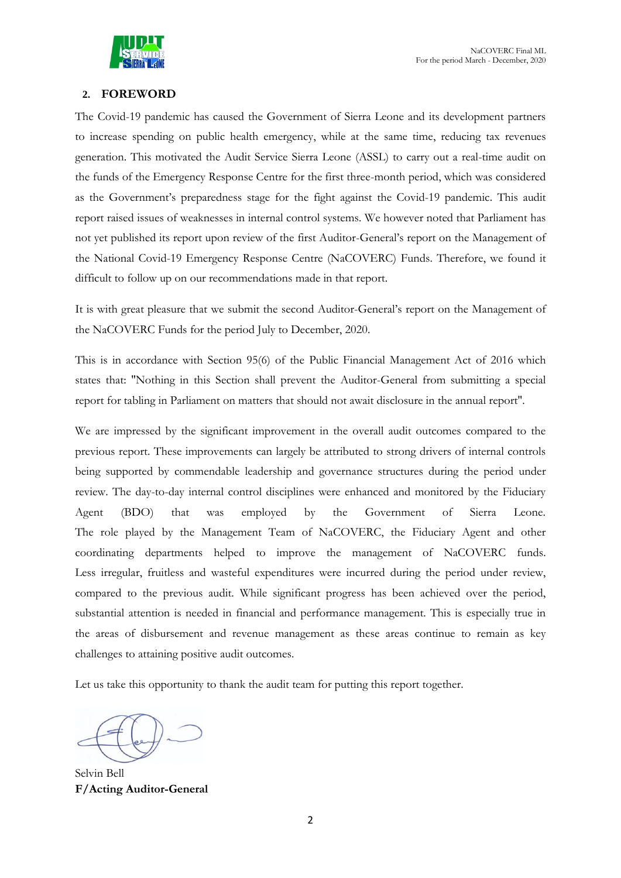## 2. FOREWORD

The Covid-19 pandemic has caused the Government of Sierra Leone and its development partners to increase spending on public health emergency, while at the same time, reducing tax revenues generation. This motivated the Audit Service Sierra Leone (ASSL) to carry out a real-time audit on the funds of the Emergency Response Centre for the first three-month period, which was considered as the Government's preparedness stage for the fight against the Covid-19 pandemic. This audit report raised issues of weaknesses in internal control systems. We however noted that Parliament has not yet published its report upon review of the first Auditor-General's report on the Management of the National Covid-19 Emergency Response Centre (NaCOVERC) Funds. Therefore, we found it difficult to follow up on our recommendations made in that report.

It is with great pleasure that we submit the second Auditor-General's report on the Management of the NaCOVERC Funds for the period July to December, 2020.

This is in accordance with Section 95(6) of the Public Financial Management Act of 2016 which states that: "Nothing in this Section shall prevent the Auditor-General from submitting a special report for tabling in Parliament on matters that should not await disclosure in the annual report".

We are impressed by the significant improvement in the overall audit outcomes compared to the previous report. These improvements can largely be attributed to strong drivers of internal controls being supported by commendable leadership and governance structures during the period under review. The day-to-day internal control disciplines were enhanced and monitored by the Fiduciary Agent (BDO) that was employed by the Government of Sierra Leone. The role played by the Management Team of NaCOVERC, the Fiduciary Agent and other coordinating departments helped to improve the management of NaCOVERC funds. Less irregular, fruitless and wasteful expenditures were incurred during the period under review, compared to the previous audit. While significant progress has been achieved over the period, substantial attention is needed in financial and performance management. This is especially true in the areas of disbursement and revenue management as these areas continue to remain as key challenges to attaining positive audit outcomes.

Let us take this opportunity to thank the audit team for putting this report together.

Selvin Bell
**F/Acting Auditor-General**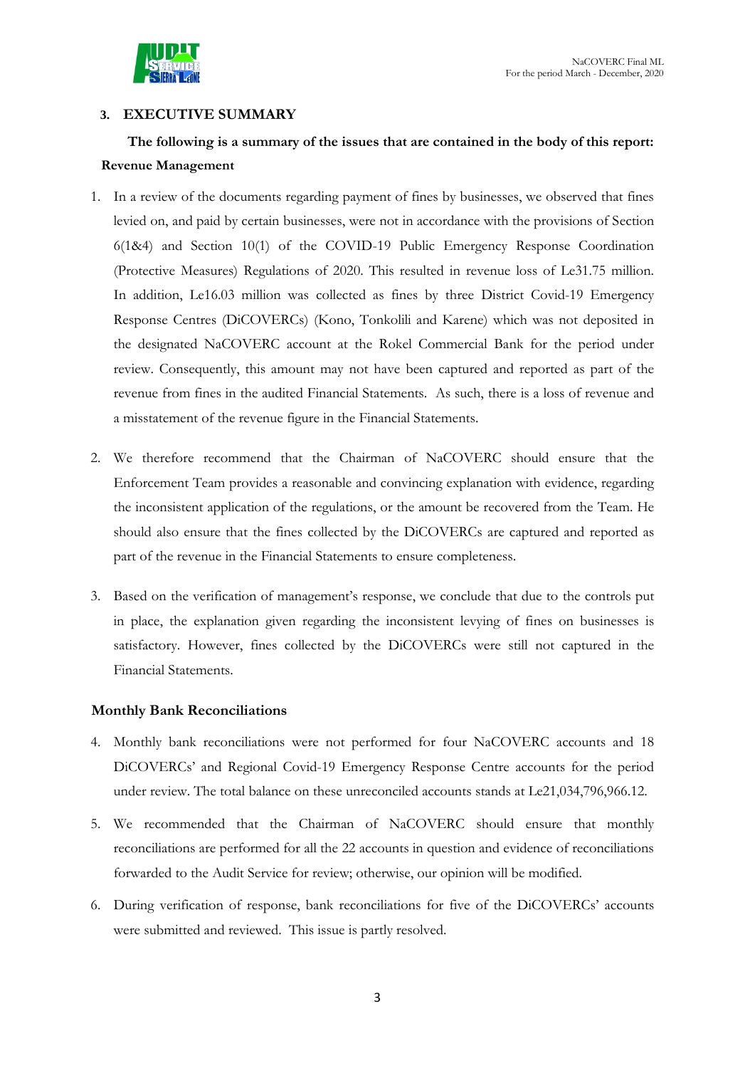## 3. EXECUTIVE SUMMARY

**The following is a summary of the issues that are contained in the body of this report:**

**Revenue Management**

1. In a review of the documents regarding payment of fines by businesses, we observed that fines levied on, and paid by certain businesses, were not in accordance with the provisions of Section 6(1&4) and Section 10(1) of the COVID-19 Public Emergency Response Coordination (Protective Measures) Regulations of 2020. This resulted in revenue loss of Le31.75 million. In addition, Le16.03 million was collected as fines by three District Covid-19 Emergency Response Centres (DiCOVERCs) (Kono, Tonkolili and Karene) which was not deposited in the designated NaCOVERC account at the Rokel Commercial Bank for the period under review. Consequently, this amount may not have been captured and reported as part of the revenue from fines in the audited Financial Statements. As such, there is a loss of revenue and a misstatement of the revenue figure in the Financial Statements.

2. We therefore recommend that the Chairman of NaCOVERC should ensure that the Enforcement Team provides a reasonable and convincing explanation with evidence, regarding the inconsistent application of the regulations, or the amount be recovered from the Team. He should also ensure that the fines collected by the DiCOVERCs are captured and reported as part of the revenue in the Financial Statements to ensure completeness.

3. Based on the verification of management's response, we conclude that due to the controls put in place, the explanation given regarding the inconsistent levying of fines on businesses is satisfactory. However, fines collected by the DiCOVERCs were still not captured in the Financial Statements.

**Monthly Bank Reconciliations**

4. Monthly bank reconciliations were not performed for four NaCOVERC accounts and 18 DiCOVERCs' and Regional Covid-19 Emergency Response Centre accounts for the period under review. The total balance on these unreconciled accounts stands at Le21,034,796,966.12.

5. We recommended that the Chairman of NaCOVERC should ensure that monthly reconciliations are performed for all the 22 accounts in question and evidence of reconciliations forwarded to the Audit Service for review; otherwise, our opinion will be modified.

6. During verification of response, bank reconciliations for five of the DiCOVERCs' accounts were submitted and reviewed. This issue is partly resolved.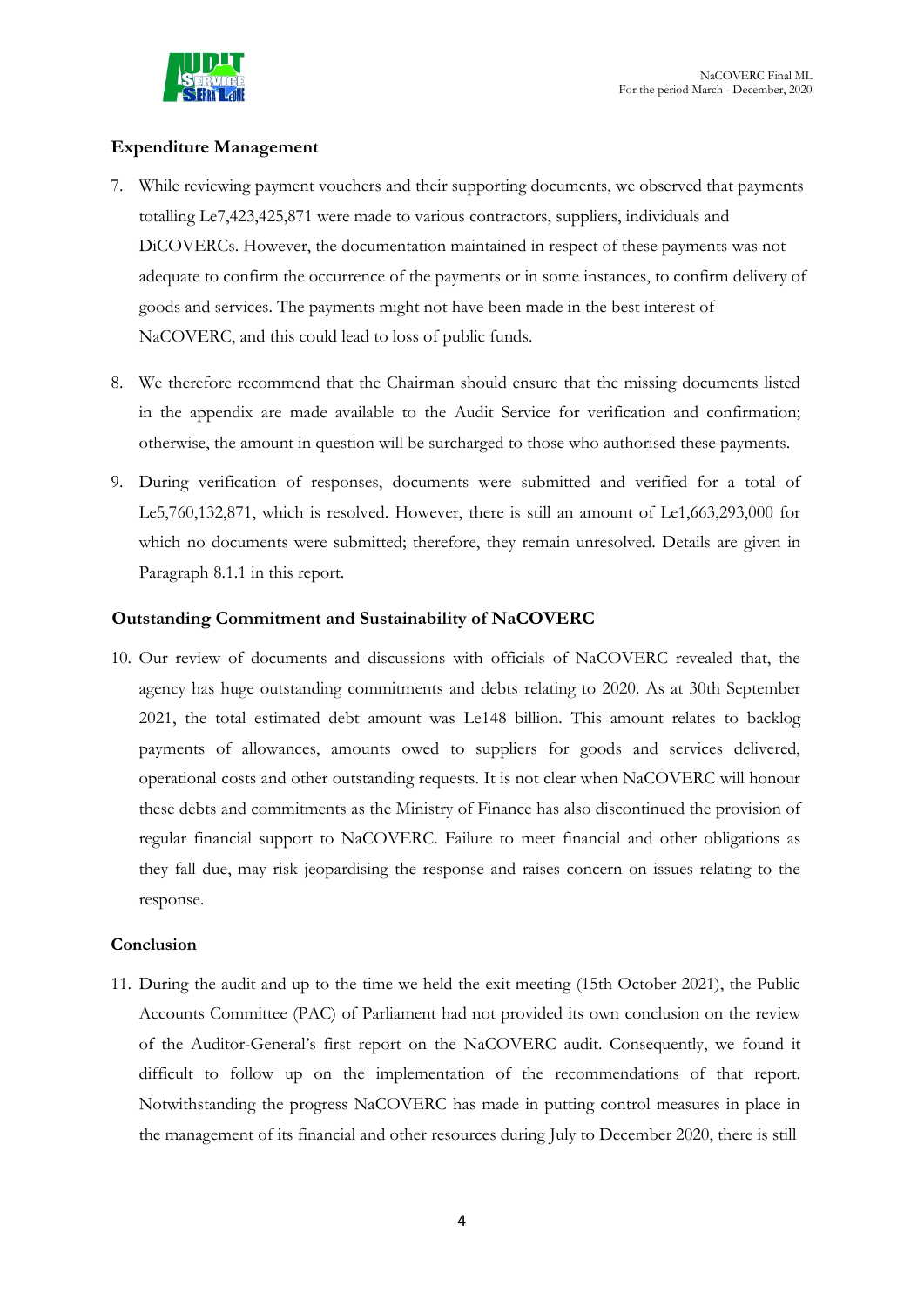### Expenditure Management

7. While reviewing payment vouchers and their supporting documents, we observed that payments totalling Le7,423,425,871 were made to various contractors, suppliers, individuals and DiCOVERCs. However, the documentation maintained in respect of these payments was not adequate to confirm the occurrence of the payments or in some instances, to confirm delivery of goods and services. The payments might not have been made in the best interest of NaCOVERC, and this could lead to loss of public funds.

8. We therefore recommend that the Chairman should ensure that the missing documents listed in the appendix are made available to the Audit Service for verification and confirmation; otherwise, the amount in question will be surcharged to those who authorised these payments.

9. During verification of responses, documents were submitted and verified for a total of Le5,760,132,871, which is resolved. However, there is still an amount of Le1,663,293,000 for which no documents were submitted; therefore, they remain unresolved. Details are given in Paragraph 8.1.1 in this report.

### Outstanding Commitment and Sustainability of NaCOVERC

10. Our review of documents and discussions with officials of NaCOVERC revealed that, the agency has huge outstanding commitments and debts relating to 2020. As at 30th September 2021, the total estimated debt amount was Le148 billion. This amount relates to backlog payments of allowances, amounts owed to suppliers for goods and services delivered, operational costs and other outstanding requests. It is not clear when NaCOVERC will honour these debts and commitments as the Ministry of Finance has also discontinued the provision of regular financial support to NaCOVERC. Failure to meet financial and other obligations as they fall due, may risk jeopardising the response and raises concern on issues relating to the response.

### Conclusion

11. During the audit and up to the time we held the exit meeting (15th October 2021), the Public Accounts Committee (PAC) of Parliament had not provided its own conclusion on the review of the Auditor-General's first report on the NaCOVERC audit. Consequently, we found it difficult to follow up on the implementation of the recommendations of that report. Notwithstanding the progress NaCOVERC has made in putting control measures in place in the management of its financial and other resources during July to December 2020, there is still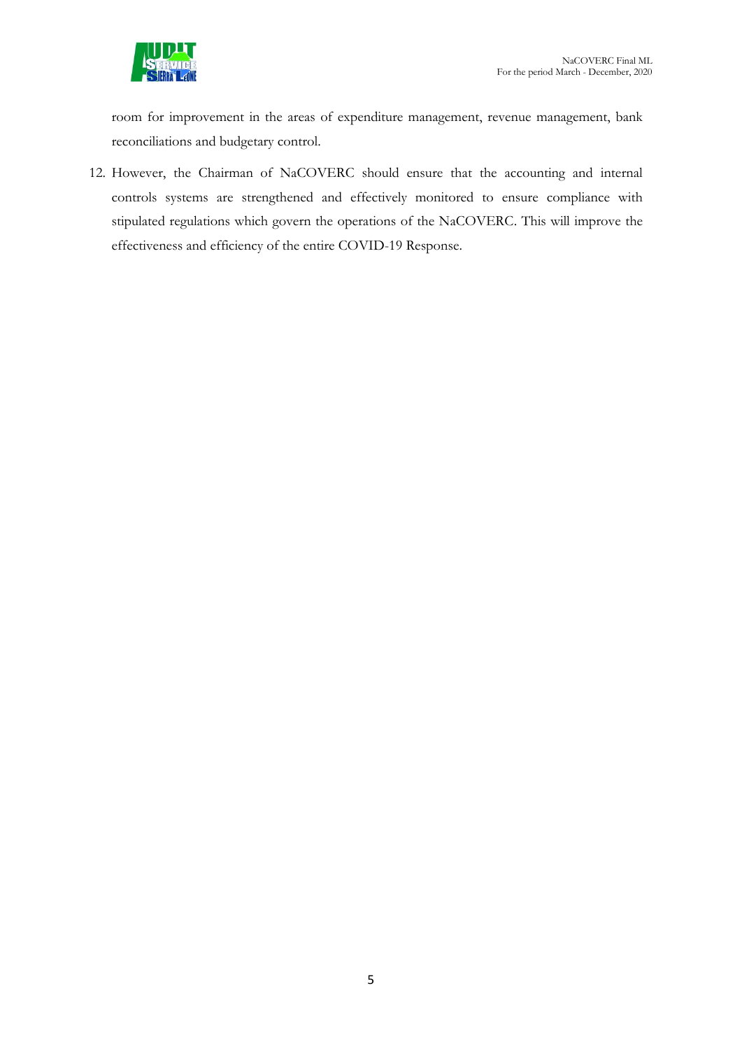room for improvement in the areas of expenditure management, revenue management, bank reconciliations and budgetary control.

12. However, the Chairman of NaCOVERC should ensure that the accounting and internal controls systems are strengthened and effectively monitored to ensure compliance with stipulated regulations which govern the operations of the NaCOVERC. This will improve the effectiveness and efficiency of the entire COVID-19 Response.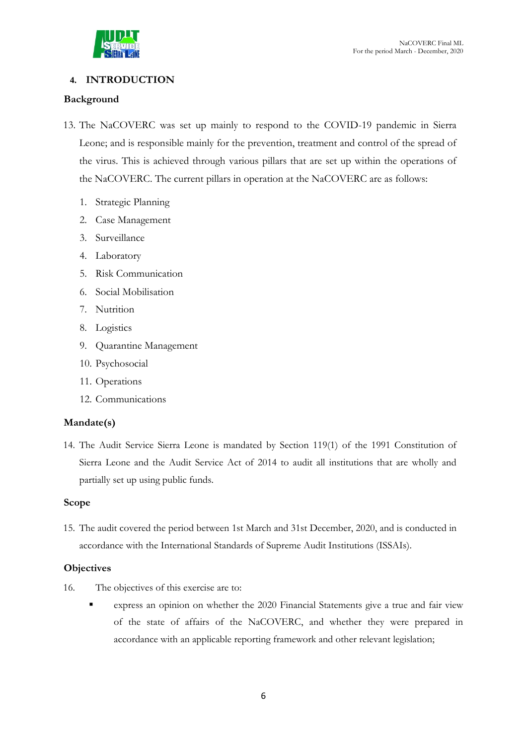## 4. INTRODUCTION

### Background

13. The NaCOVERC was set up mainly to respond to the COVID-19 pandemic in Sierra Leone; and is responsible mainly for the prevention, treatment and control of the spread of the virus. This is achieved through various pillars that are set up within the operations of the NaCOVERC. The current pillars in operation at the NaCOVERC are as follows:

    1. Strategic Planning
    2. Case Management
    3. Surveillance
    4. Laboratory
    5. Risk Communication
    6. Social Mobilisation
    7. Nutrition
    8. Logistics
    9. Quarantine Management
    10. Psychosocial
    11. Operations
    12. Communications

### Mandate(s)

14. The Audit Service Sierra Leone is mandated by Section 119(1) of the 1991 Constitution of Sierra Leone and the Audit Service Act of 2014 to audit all institutions that are wholly and partially set up using public funds.

### Scope

15. The audit covered the period between 1st March and 31st December, 2020, and is conducted in accordance with the International Standards of Supreme Audit Institutions (ISSAIs).

### Objectives

16. The objectives of this exercise are to:

    - express an opinion on whether the 2020 Financial Statements give a true and fair view of the state of affairs of the NaCOVERC, and whether they were prepared in accordance with an applicable reporting framework and other relevant legislation;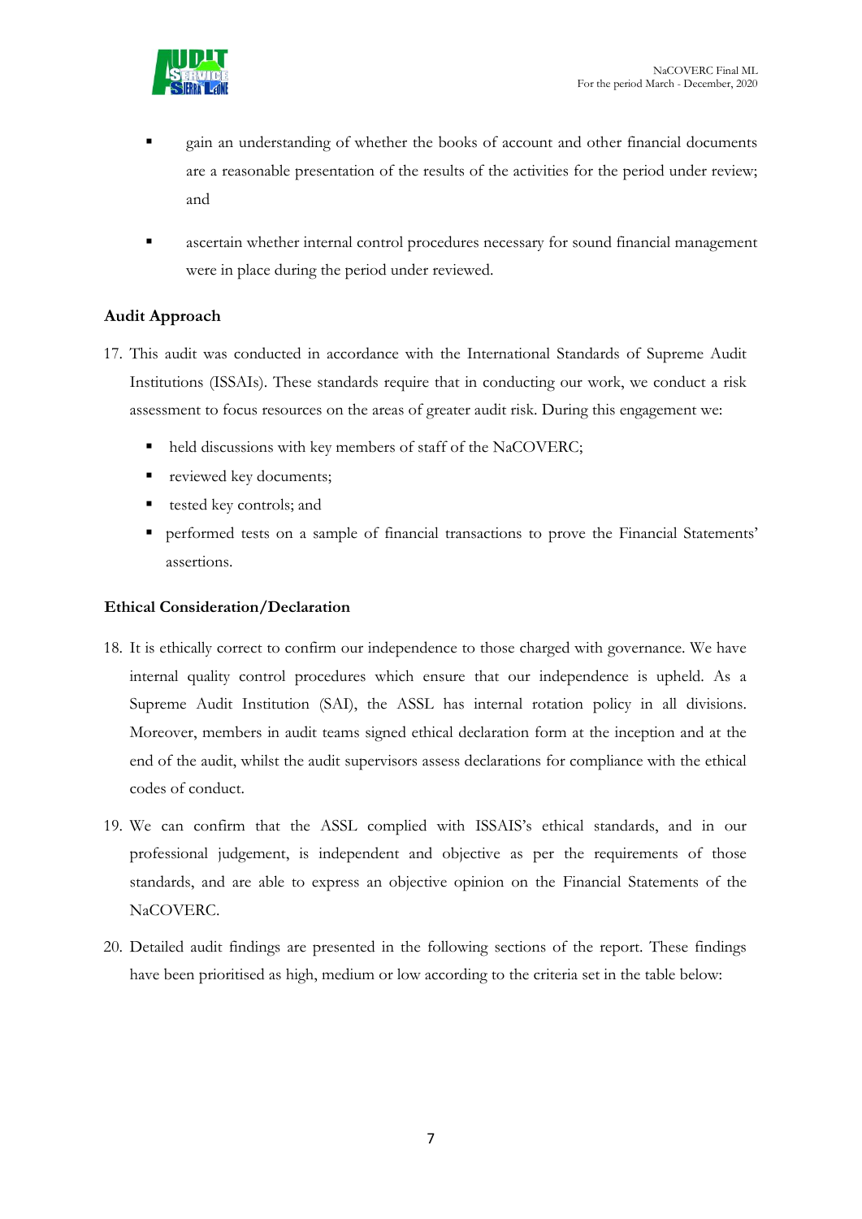- gain an understanding of whether the books of account and other financial documents are a reasonable presentation of the results of the activities for the period under review; and
- ascertain whether internal control procedures necessary for sound financial management were in place during the period under reviewed.

**Audit Approach**

17. This audit was conducted in accordance with the International Standards of Supreme Audit Institutions (ISSAIs). These standards require that in conducting our work, we conduct a risk assessment to focus resources on the areas of greater audit risk. During this engagement we:
    - held discussions with key members of staff of the NaCOVERC;
    - reviewed key documents;
    - tested key controls; and
    - performed tests on a sample of financial transactions to prove the Financial Statements' assertions.

**Ethical Consideration/Declaration**

18. It is ethically correct to confirm our independence to those charged with governance. We have internal quality control procedures which ensure that our independence is upheld. As a Supreme Audit Institution (SAI), the ASSL has internal rotation policy in all divisions. Moreover, members in audit teams signed ethical declaration form at the inception and at the end of the audit, whilst the audit supervisors assess declarations for compliance with the ethical codes of conduct.

19. We can confirm that the ASSL complied with ISSAIS's ethical standards, and in our professional judgement, is independent and objective as per the requirements of those standards, and are able to express an objective opinion on the Financial Statements of the NaCOVERC.

20. Detailed audit findings are presented in the following sections of the report. These findings have been prioritised as high, medium or low according to the criteria set in the table below: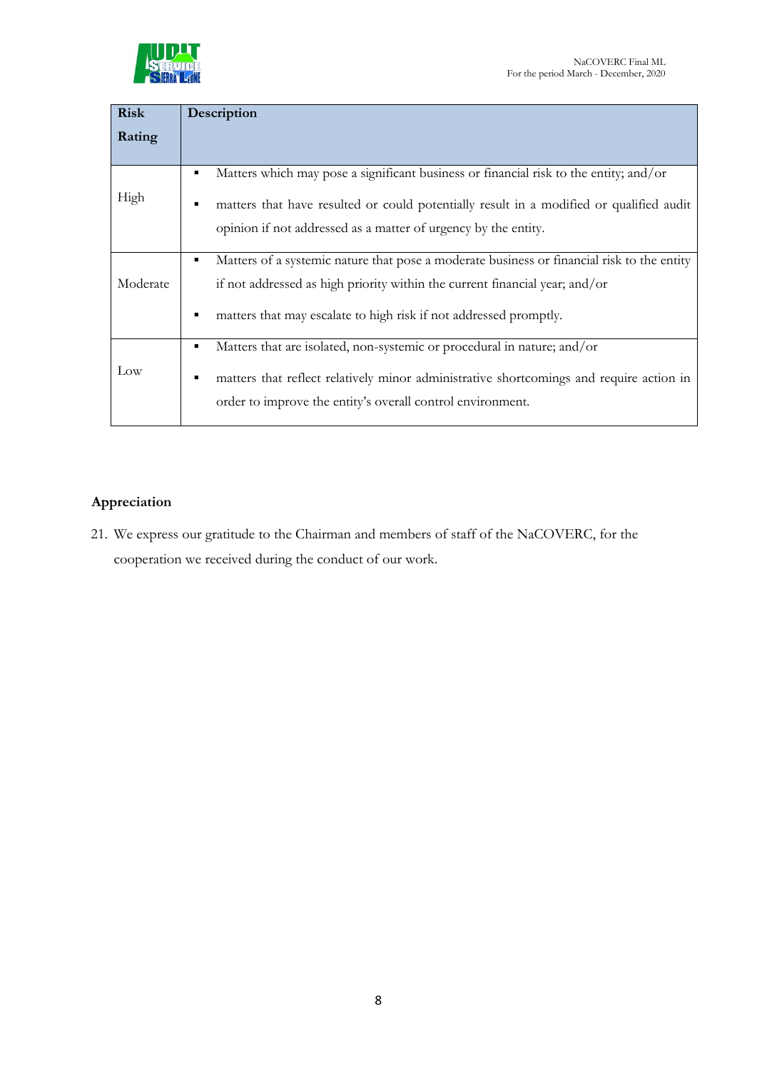| Risk Rating | Description |
|---|---|
| High | ▪ Matters which may pose a significant business or financial risk to the entity; and/or<br>▪ matters that have resulted or could potentially result in a modified or qualified audit opinion if not addressed as a matter of urgency by the entity. |
| Moderate | ▪ Matters of a systemic nature that pose a moderate business or financial risk to the entity if not addressed as high priority within the current financial year; and/or<br>▪ matters that may escalate to high risk if not addressed promptly. |
| Low | ▪ Matters that are isolated, non-systemic or procedural in nature; and/or<br>▪ matters that reflect relatively minor administrative shortcomings and require action in order to improve the entity's overall control environment. |

### Appreciation

21. We express our gratitude to the Chairman and members of staff of the NaCOVERC, for the cooperation we received during the conduct of our work.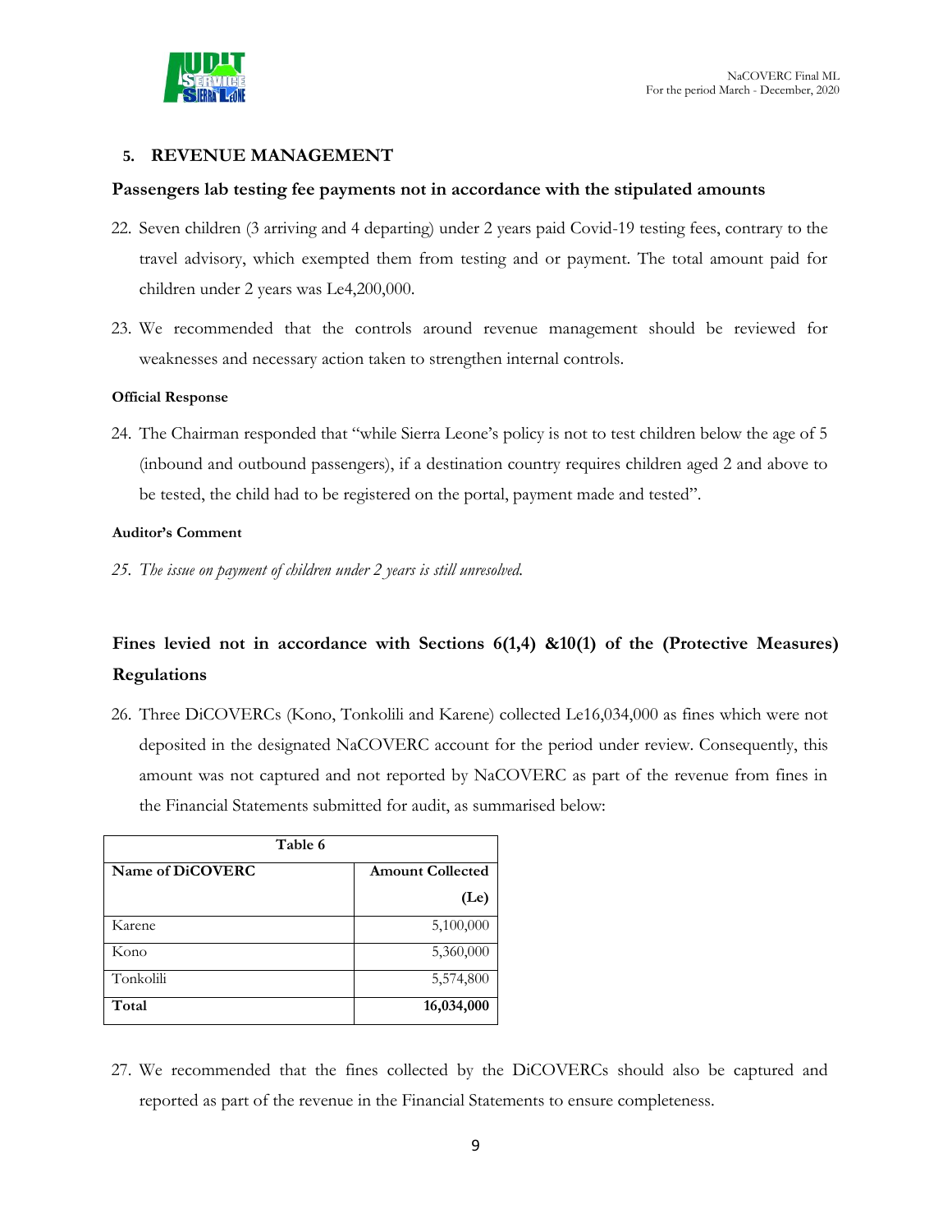## 5. REVENUE MANAGEMENT

### Passengers lab testing fee payments not in accordance with the stipulated amounts

22. Seven children (3 arriving and 4 departing) under 2 years paid Covid-19 testing fees, contrary to the travel advisory, which exempted them from testing and or payment. The total amount paid for children under 2 years was Le4,200,000.

23. We recommended that the controls around revenue management should be reviewed for weaknesses and necessary action taken to strengthen internal controls.

#### Official Response

24. The Chairman responded that "while Sierra Leone's policy is not to test children below the age of 5 (inbound and outbound passengers), if a destination country requires children aged 2 and above to be tested, the child had to be registered on the portal, payment made and tested".

#### Auditor's Comment

25. *The issue on payment of children under 2 years is still unresolved.*

### Fines levied not in accordance with Sections 6(1,4) &10(1) of the (Protective Measures) Regulations

26. Three DiCOVERCs (Kono, Tonkolili and Karene) collected Le16,034,000 as fines which were not deposited in the designated NaCOVERC account for the period under review. Consequently, this amount was not captured and not reported by NaCOVERC as part of the revenue from fines in the Financial Statements submitted for audit, as summarised below:

| Table 6 | |
|---|---|
| **Name of DiCOVERC** | **Amount Collected (Le)** |
| Karene | 5,100,000 |
| Kono | 5,360,000 |
| Tonkolili | 5,574,800 |
| **Total** | **16,034,000** |

27. We recommended that the fines collected by the DiCOVERCs should also be captured and reported as part of the revenue in the Financial Statements to ensure completeness.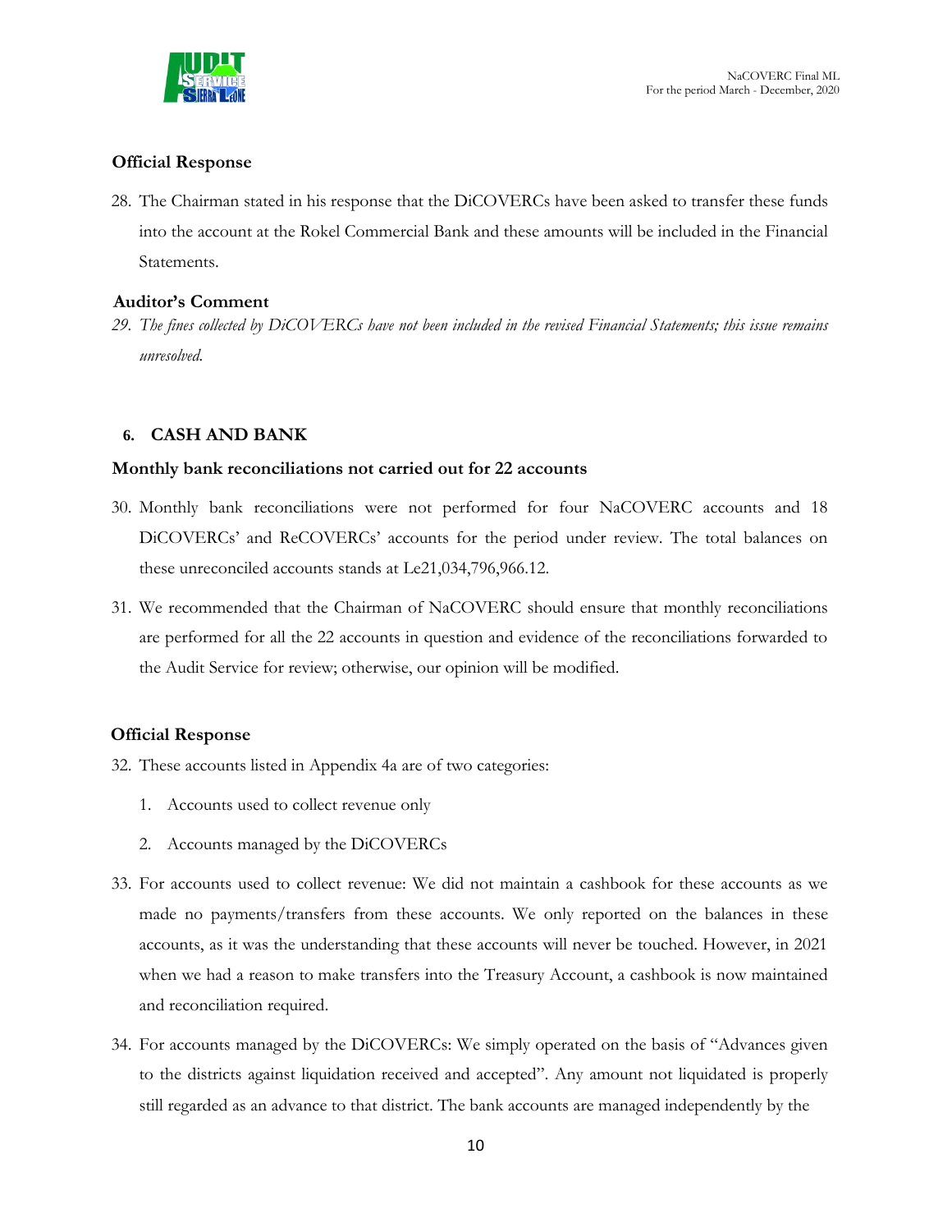### Official Response

28. The Chairman stated in his response that the DiCOVERCs have been asked to transfer these funds into the account at the Rokel Commercial Bank and these amounts will be included in the Financial Statements.

### Auditor's Comment

29. *The fines collected by DiCOVERCs have not been included in the revised Financial Statements; this issue remains unresolved.*

## 6. CASH AND BANK

### Monthly bank reconciliations not carried out for 22 accounts

30. Monthly bank reconciliations were not performed for four NaCOVERC accounts and 18 DiCOVERCs' and ReCOVERCs' accounts for the period under review. The total balances on these unreconciled accounts stands at Le21,034,796,966.12.

31. We recommended that the Chairman of NaCOVERC should ensure that monthly reconciliations are performed for all the 22 accounts in question and evidence of the reconciliations forwarded to the Audit Service for review; otherwise, our opinion will be modified.

### Official Response

32. These accounts listed in Appendix 4a are of two categories:

    1. Accounts used to collect revenue only
    2. Accounts managed by the DiCOVERCs

33. For accounts used to collect revenue: We did not maintain a cashbook for these accounts as we made no payments/transfers from these accounts. We only reported on the balances in these accounts, as it was the understanding that these accounts will never be touched. However, in 2021 when we had a reason to make transfers into the Treasury Account, a cashbook is now maintained and reconciliation required.

34. For accounts managed by the DiCOVERCs: We simply operated on the basis of "Advances given to the districts against liquidation received and accepted". Any amount not liquidated is properly still regarded as an advance to that district. The bank accounts are managed independently by the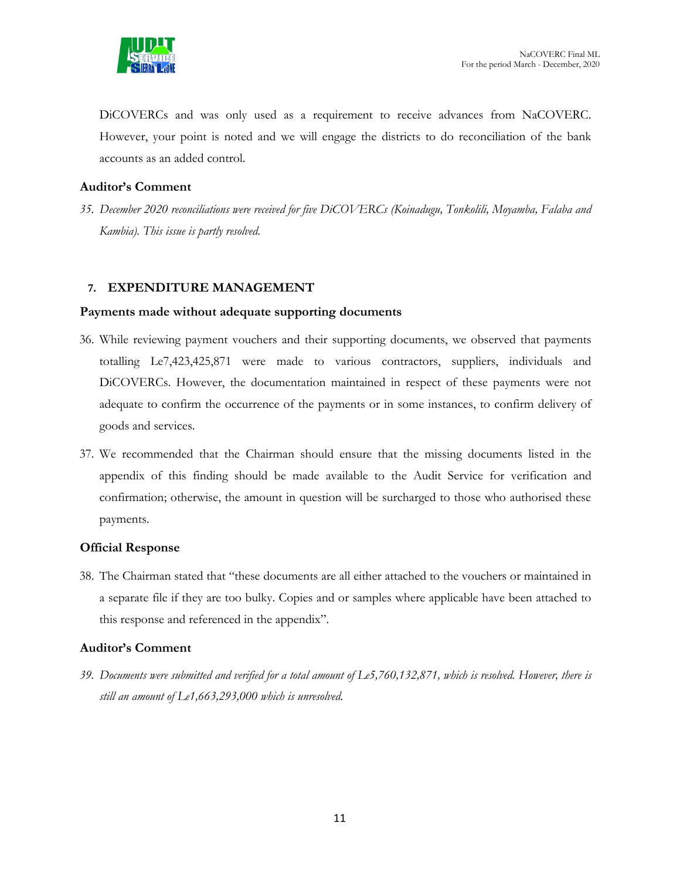DiCOVERCs and was only used as a requirement to receive advances from NaCOVERC. However, your point is noted and we will engage the districts to do reconciliation of the bank accounts as an added control.

**Auditor's Comment**

35. *December 2020 reconciliations were received for five DiCOVERCs (Koinadugu, Tonkolili, Moyamba, Falaba and Kambia). This issue is partly resolved.*

## 7. EXPENDITURE MANAGEMENT

**Payments made without adequate supporting documents**

36. While reviewing payment vouchers and their supporting documents, we observed that payments totalling Le7,423,425,871 were made to various contractors, suppliers, individuals and DiCOVERCs. However, the documentation maintained in respect of these payments were not adequate to confirm the occurrence of the payments or in some instances, to confirm delivery of goods and services.

37. We recommended that the Chairman should ensure that the missing documents listed in the appendix of this finding should be made available to the Audit Service for verification and confirmation; otherwise, the amount in question will be surcharged to those who authorised these payments.

**Official Response**

38. The Chairman stated that "these documents are all either attached to the vouchers or maintained in a separate file if they are too bulky. Copies and or samples where applicable have been attached to this response and referenced in the appendix".

**Auditor's Comment**

39. *Documents were submitted and verified for a total amount of Le5,760,132,871, which is resolved. However, there is still an amount of Le1,663,293,000 which is unresolved.*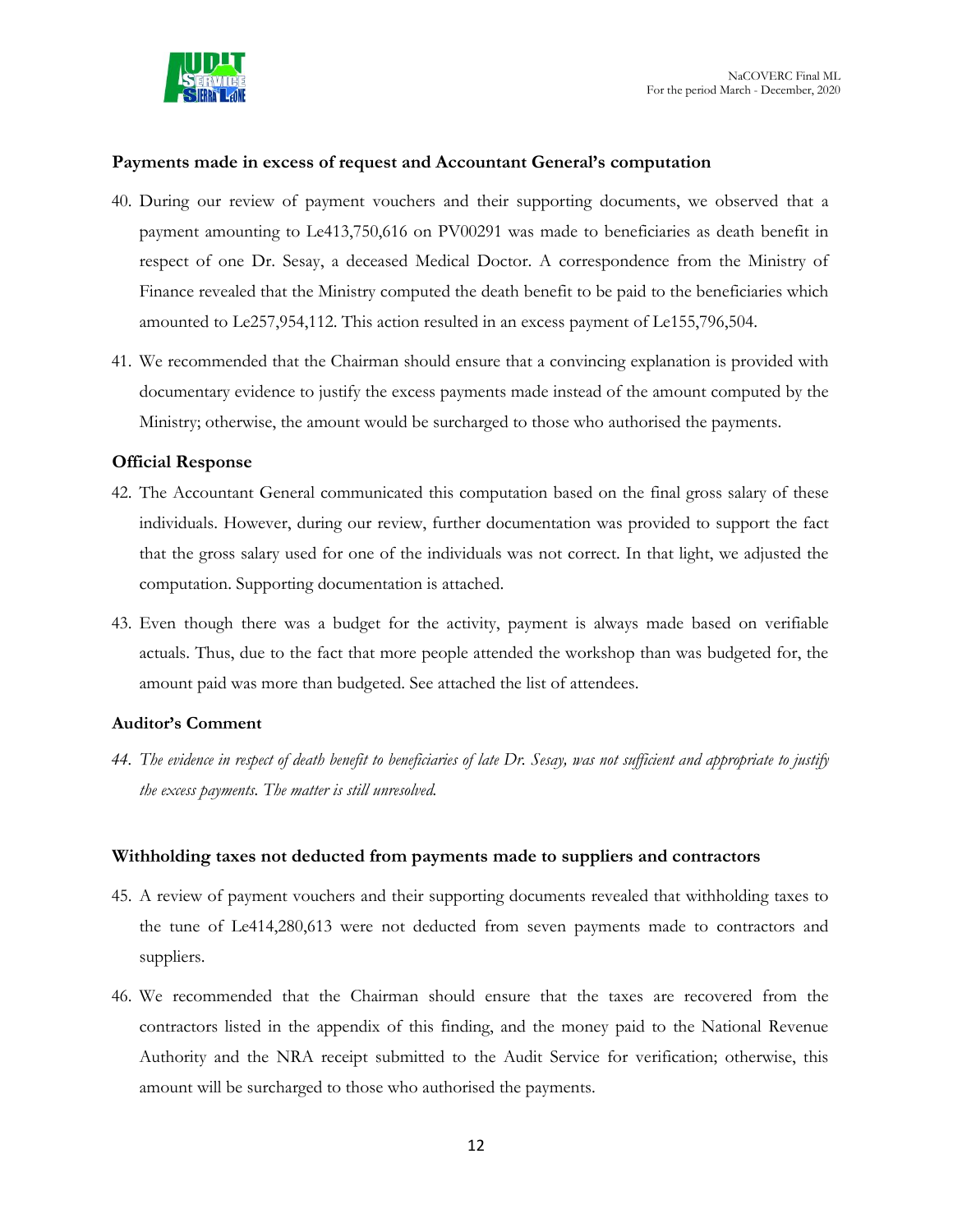### Payments made in excess of request and Accountant General's computation

40. During our review of payment vouchers and their supporting documents, we observed that a payment amounting to Le413,750,616 on PV00291 was made to beneficiaries as death benefit in respect of one Dr. Sesay, a deceased Medical Doctor. A correspondence from the Ministry of Finance revealed that the Ministry computed the death benefit to be paid to the beneficiaries which amounted to Le257,954,112. This action resulted in an excess payment of Le155,796,504.

41. We recommended that the Chairman should ensure that a convincing explanation is provided with documentary evidence to justify the excess payments made instead of the amount computed by the Ministry; otherwise, the amount would be surcharged to those who authorised the payments.

### Official Response

42. The Accountant General communicated this computation based on the final gross salary of these individuals. However, during our review, further documentation was provided to support the fact that the gross salary used for one of the individuals was not correct. In that light, we adjusted the computation. Supporting documentation is attached.

43. Even though there was a budget for the activity, payment is always made based on verifiable actuals. Thus, due to the fact that more people attended the workshop than was budgeted for, the amount paid was more than budgeted. See attached the list of attendees.

### Auditor's Comment

44. *The evidence in respect of death benefit to beneficiaries of late Dr. Sesay, was not sufficient and appropriate to justify the excess payments. The matter is still unresolved.*

### Withholding taxes not deducted from payments made to suppliers and contractors

45. A review of payment vouchers and their supporting documents revealed that withholding taxes to the tune of Le414,280,613 were not deducted from seven payments made to contractors and suppliers.

46. We recommended that the Chairman should ensure that the taxes are recovered from the contractors listed in the appendix of this finding, and the money paid to the National Revenue Authority and the NRA receipt submitted to the Audit Service for verification; otherwise, this amount will be surcharged to those who authorised the payments.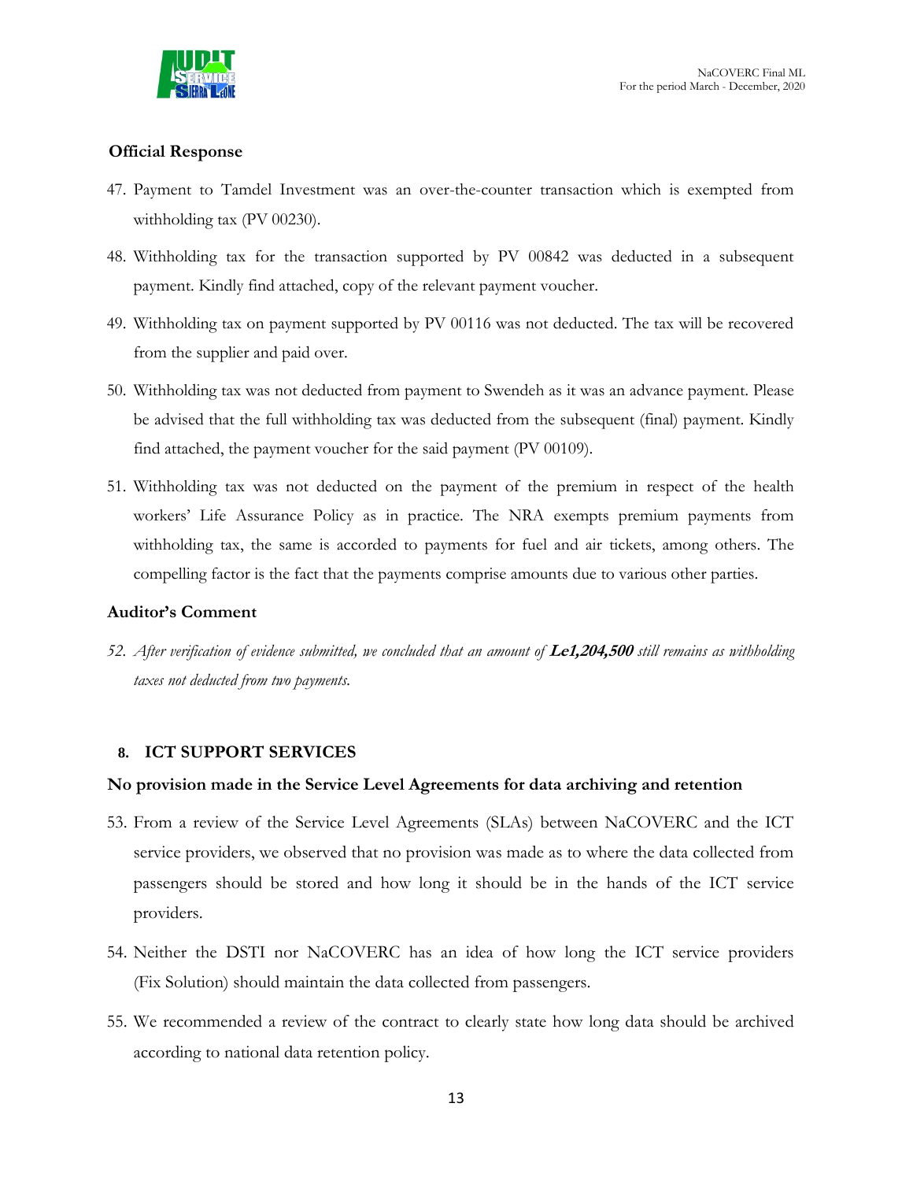**Official Response**

47. Payment to Tamdel Investment was an over-the-counter transaction which is exempted from withholding tax (PV 00230).

48. Withholding tax for the transaction supported by PV 00842 was deducted in a subsequent payment. Kindly find attached, copy of the relevant payment voucher.

49. Withholding tax on payment supported by PV 00116 was not deducted. The tax will be recovered from the supplier and paid over.

50. Withholding tax was not deducted from payment to Swendeh as it was an advance payment. Please be advised that the full withholding tax was deducted from the subsequent (final) payment. Kindly find attached, the payment voucher for the said payment (PV 00109).

51. Withholding tax was not deducted on the payment of the premium in respect of the health workers' Life Assurance Policy as in practice. The NRA exempts premium payments from withholding tax, the same is accorded to payments for fuel and air tickets, among others. The compelling factor is the fact that the payments comprise amounts due to various other parties.

**Auditor's Comment**

52. *After verification of evidence submitted, we concluded that an amount of **Le1,204,500** still remains as withholding taxes not deducted from two payments.*

## 8. ICT SUPPORT SERVICES

**No provision made in the Service Level Agreements for data archiving and retention**

53. From a review of the Service Level Agreements (SLAs) between NaCOVERC and the ICT service providers, we observed that no provision was made as to where the data collected from passengers should be stored and how long it should be in the hands of the ICT service providers.

54. Neither the DSTI nor NaCOVERC has an idea of how long the ICT service providers (Fix Solution) should maintain the data collected from passengers.

55. We recommended a review of the contract to clearly state how long data should be archived according to national data retention policy.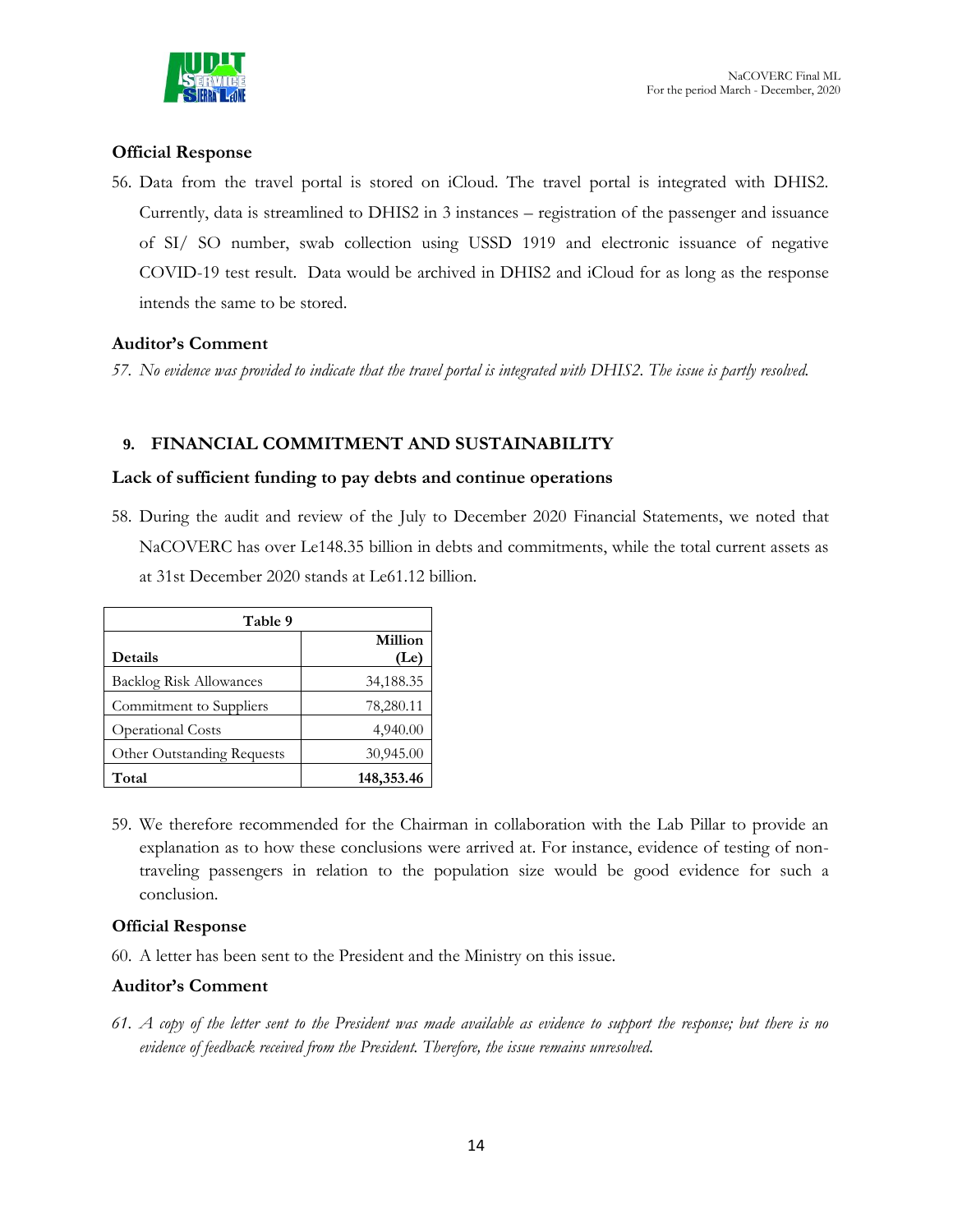### Official Response

56. Data from the travel portal is stored on iCloud. The travel portal is integrated with DHIS2. Currently, data is streamlined to DHIS2 in 3 instances – registration of the passenger and issuance of SI/ SO number, swab collection using USSD 1919 and electronic issuance of negative COVID-19 test result. Data would be archived in DHIS2 and iCloud for as long as the response intends the same to be stored.

### Auditor's Comment

57. *No evidence was provided to indicate that the travel portal is integrated with DHIS2. The issue is partly resolved.*

## 9. FINANCIAL COMMITMENT AND SUSTAINABILITY

### Lack of sufficient funding to pay debts and continue operations

58. During the audit and review of the July to December 2020 Financial Statements, we noted that NaCOVERC has over Le148.35 billion in debts and commitments, while the total current assets as at 31st December 2020 stands at Le61.12 billion.

| Table 9 | |
|---|---|
| **Details** | **Million (Le)** |
| Backlog Risk Allowances | 34,188.35 |
| Commitment to Suppliers | 78,280.11 |
| Operational Costs | 4,940.00 |
| Other Outstanding Requests | 30,945.00 |
| **Total** | **148,353.46** |

59. We therefore recommended for the Chairman in collaboration with the Lab Pillar to provide an explanation as to how these conclusions were arrived at. For instance, evidence of testing of non-traveling passengers in relation to the population size would be good evidence for such a conclusion.

### Official Response

60. A letter has been sent to the President and the Ministry on this issue.

### Auditor's Comment

61. *A copy of the letter sent to the President was made available as evidence to support the response; but there is no evidence of feedback received from the President. Therefore, the issue remains unresolved.*